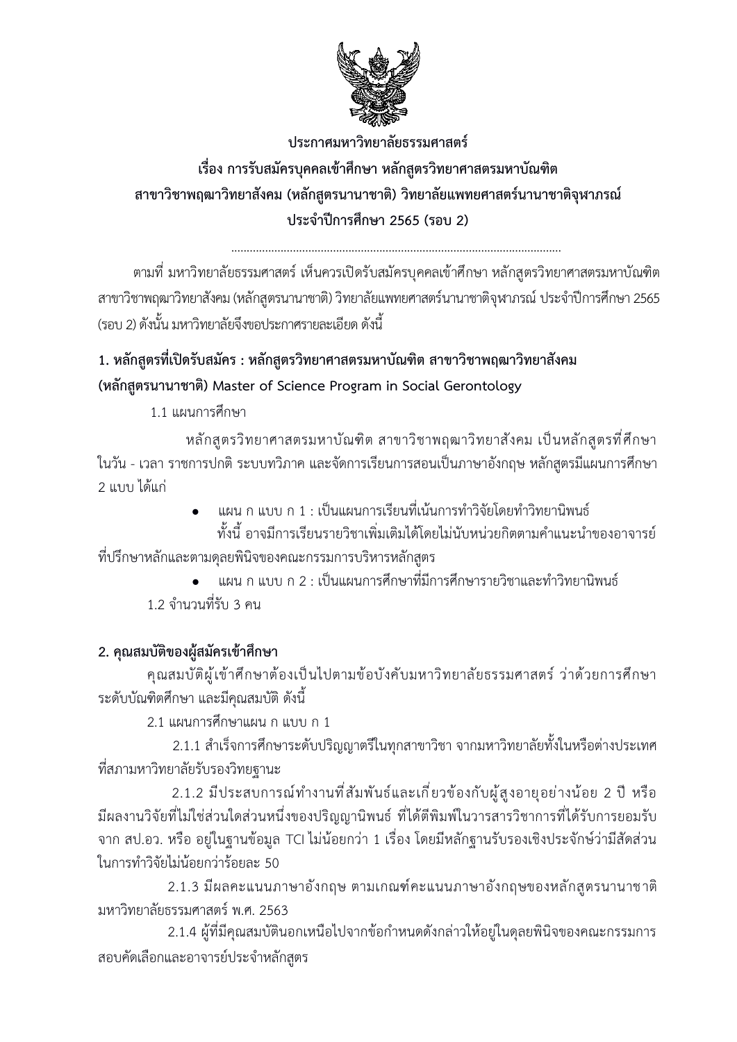**ประกาศมหาวิทยาลัยธรรมศาสตร์**

**เรื่อง การรับสมัครบุคคลเข้าศึกษา หลักสูตรวิทยาศาสตรมหาบัณฑิต สาขาวิชาพฤฒาวิทยาสังคม (หลักสูตรนานาชาติ) วิทยาลัยแพทยศาสตร์นานาชาติจุฬาภรณ์ ประจำปีการศึกษา 2565 (รอบ 2)**

.........................................................................................................

ตามที่ มหาวิทยาลัยธรรมศาสตร์ เห็นควรเปิดรับสมัครบุคคลเข้าศึกษา หลักสูตรวิทยาศาสตรมหาบัณฑิต สาขาวิชาพฤฒาวิทยาสังคม (หลักสูตรนานาชาติ) วิทยาลัยแพทยศาสตร์นานาชาติจุฬาภรณ์ ประจำปีการศึกษา 2565 (รอบ 2) ดังนั้น มหาวิทยาลัยจึงขอประกาศรายละเอียด ดังนี้

**1. หลักสูตรที่เปิดรับสมัคร : หลักสูตรวิทยาศาสตรมหาบัณฑิต สาขาวิชาพฤฒาวิทยาสังคม (หลักสูตรนานาชาติ) Master of Science Program in Social Gerontology**

1.1 แผนการศึกษา

หลักสูตรวิทยาศาสตรมหาบัณฑิต สาขาวิชาพฤฒาวิทยาสังคม เป็นหลักสูตรที่ศึกษาในวัน - เวลา ราชการปกติ ระบบทวิภาค และจัดการเรียนการสอนเป็นภาษาอังกฤษ หลักสูตรมีแผนการศึกษา 2 แบบ ได้แก่

- แผน ก แบบ ก 1 : เป็นแผนการเรียนที่เน้นการทำวิจัยโดยทำวิทยานิพนธ์

  ทั้งนี้ อาจมีการเรียนรายวิชาเพิ่มเติมได้โดยไม่นับหน่วยกิตตามคำแนะนำของอาจารย์ที่ปรึกษาหลักและตามดุลยพินิจของคณะกรรมการบริหารหลักสูตร

- แผน ก แบบ ก 2 : เป็นแผนการศึกษาที่มีการศึกษารายวิชาและทำวิทยานิพนธ์

1.2 จำนวนที่รับ 3 คน

**2. คุณสมบัติของผู้สมัครเข้าศึกษา**

คุณสมบัติผู้เข้าศึกษาต้องเป็นไปตามข้อบังคับมหาวิทยาลัยธรรมศาสตร์ ว่าด้วยการศึกษาระดับบัณฑิตศึกษา และมีคุณสมบัติ ดังนี้

2.1 แผนการศึกษาแผน ก แบบ ก 1

2.1.1 สำเร็จการศึกษาระดับปริญญาตรีในทุกสาขาวิชา จากมหาวิทยาลัยทั้งในหรือต่างประเทศที่สภามหาวิทยาลัยรับรองวิทยฐานะ

2.1.2 มีประสบการณ์ทำงานที่สัมพันธ์และเกี่ยวข้องกับผู้สูงอายุอย่างน้อย 2 ปี หรือมีผลงานวิจัยที่ไม่ใช่ส่วนใดส่วนหนึ่งของปริญญานิพนธ์ ที่ได้ตีพิมพ์ในวารสารวิชาการที่ได้รับการยอมรับจาก สป.อว. หรือ อยู่ในฐานข้อมูล TCI ไม่น้อยกว่า 1 เรื่อง โดยมีหลักฐานรับรองเชิงประจักษ์ว่ามีสัดส่วนในการทำวิจัยไม่น้อยกว่าร้อยละ 50

2.1.3 มีผลคะแนนภาษาอังกฤษ ตามเกณฑ์คะแนนภาษาอังกฤษของหลักสูตรนานาชาติ มหาวิทยาลัยธรรมศาสตร์ พ.ศ. 2563

2.1.4 ผู้ที่มีคุณสมบัตินอกเหนือไปจากข้อกำหนดดังกล่าวให้อยู่ในดุลยพินิจของคณะกรรมการสอบคัดเลือกและอาจารย์ประจำหลักสูตร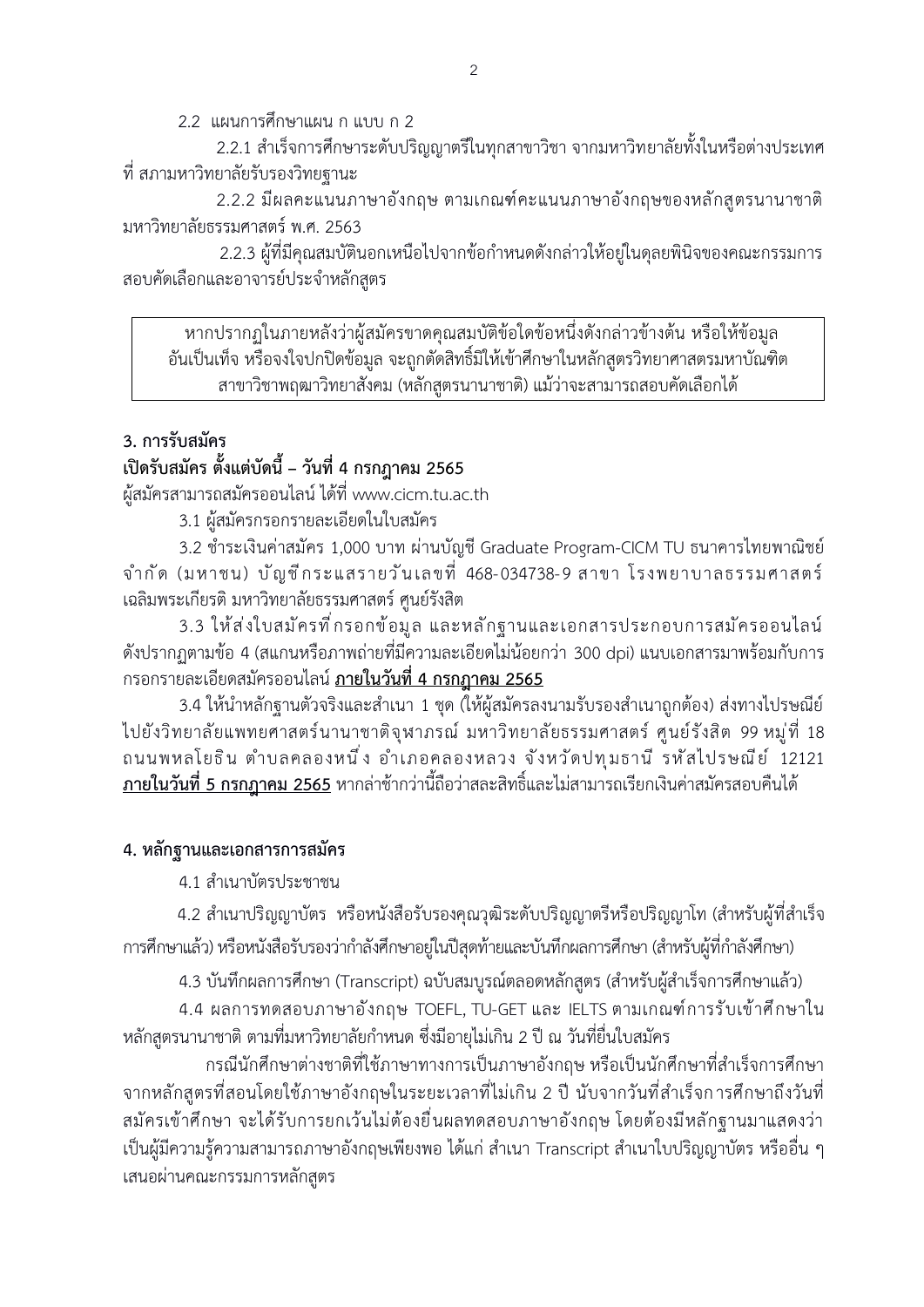2.2 แผนการศึกษาแผน ก แบบ ก 2

2.2.1 สำเร็จการศึกษาระดับปริญญาตรีในทุกสาขาวิชา จากมหาวิทยาลัยทั้งในหรือต่างประเทศ ที่ สภามหาวิทยาลัยรับรองวิทยฐานะ

2.2.2 มีผลคะแนนภาษาอังกฤษ ตามเกณฑ์คะแนนภาษาอังกฤษของหลักสูตรนานาชาติ มหาวิทยาลัยธรรมศาสตร์ พ.ศ. 2563

2.2.3 ผู้ที่มีคุณสมบัตินอกเหนือไปจากข้อกำหนดดังกล่าวให้อยู่ในดุลยพินิจของคณะกรรมการสอบคัดเลือกและอาจารย์ประจำหลักสูตร

> หากปรากฏในภายหลังว่าผู้สมัครขาดคุณสมบัติข้อใดข้อหนึ่งดังกล่าวข้างต้น หรือให้ข้อมูลอันเป็นเท็จ หรือจงใจปกปิดข้อมูล จะถูกตัดสิทธิ์มิให้เข้าศึกษาในหลักสูตรวิทยาศาสตรมหาบัณฑิต สาขาวิชาพฤฒาวิทยาสังคม (หลักสูตรนานาชาติ) แม้ว่าจะสามารถสอบคัดเลือกได้

## 3. การรับสมัคร

**เปิดรับสมัคร ตั้งแต่บัดนี้ – วันที่ 4 กรกฎาคม 2565**

ผู้สมัครสามารถสมัครออนไลน์ ได้ที่ www.cicm.tu.ac.th

3.1 ผู้สมัครกรอกรายละเอียดในใบสมัคร

3.2 ชำระเงินค่าสมัคร 1,000 บาท ผ่านบัญชี Graduate Program-CICM TU ธนาคารไทยพาณิชย์ จำกัด (มหาชน) บัญชีกระแสรายวันเลขที่ 468-034738-9 สาขา โรงพยาบาลธรรมศาสตร์เฉลิมพระเกียรติ มหาวิทยาลัยธรรมศาสตร์ ศูนย์รังสิต

3.3 ให้ส่งใบสมัครที่กรอกข้อมูล และหลักฐานและเอกสารประกอบการสมัครออนไลน์ ดังปรากฏตามข้อ 4 (สแกนหรือภาพถ่ายที่มีความละเอียดไม่น้อยกว่า 300 dpi) แนบเอกสารมาพร้อมกับการกรอกรายละเอียดสมัครออนไลน์ **<u>ภายในวันที่ 4 กรกฎาคม 2565</u>**

3.4 ให้นำหลักฐานตัวจริงและสำเนา 1 ชุด (ให้ผู้สมัครลงนามรับรองสำเนาถูกต้อง) ส่งทางไปรษณีย์ไปยังวิทยาลัยแพทยศาสตร์นานาชาติจุฬาภรณ์ มหาวิทยาลัยธรรมศาสตร์ ศูนย์รังสิต 99 หมู่ที่ 18 ถนนพหลโยธิน ตำบลคลองหนึ่ง อำเภอคลองหลวง จังหวัดปทุมธานี รหัสไปรษณีย์ 12121 **<u>ภายในวันที่ 5 กรกฎาคม 2565</u>** หากล่าช้ากว่านี้ถือว่าสละสิทธิ์และไม่สามารถเรียกเงินค่าสมัครสอบคืนได้

## 4. หลักฐานและเอกสารการสมัคร

4.1 สำเนาบัตรประชาชน

4.2 สำเนาปริญญาบัตร หรือหนังสือรับรองคุณวุฒิระดับปริญญาตรีหรือปริญญาโท (สำหรับผู้ที่สำเร็จการศึกษาแล้ว) หรือหนังสือรับรองว่ากำลังศึกษาอยู่ในปีสุดท้ายและบันทึกผลการศึกษา (สำหรับผู้ที่กำลังศึกษา)

4.3 บันทึกผลการศึกษา (Transcript) ฉบับสมบูรณ์ตลอดหลักสูตร (สำหรับผู้สำเร็จการศึกษาแล้ว)

4.4 ผลการทดสอบภาษาอังกฤษ TOEFL, TU-GET และ IELTS ตามเกณฑ์การรับเข้าศึกษาในหลักสูตรนานาชาติ ตามที่มหาวิทยาลัยกำหนด ซึ่งมีอายุไม่เกิน 2 ปี ณ วันที่ยื่นใบสมัคร

กรณีนักศึกษาต่างชาติที่ใช้ภาษาทางการเป็นภาษาอังกฤษ หรือเป็นนักศึกษาที่สำเร็จการศึกษาจากหลักสูตรที่สอนโดยใช้ภาษาอังกฤษในระยะเวลาที่ไม่เกิน 2 ปี นับจากวันที่สำเร็จการศึกษาถึงวันที่สมัครเข้าศึกษา จะได้รับการยกเว้นไม่ต้องยื่นผลทดสอบภาษาอังกฤษ โดยต้องมีหลักฐานมาแสดงว่าเป็นผู้มีความรู้ความสามารถภาษาอังกฤษเพียงพอ ได้แก่ สำเนา Transcript สำเนาใบปริญญาบัตร หรืออื่น ๆ เสนอผ่านคณะกรรมการหลักสูตร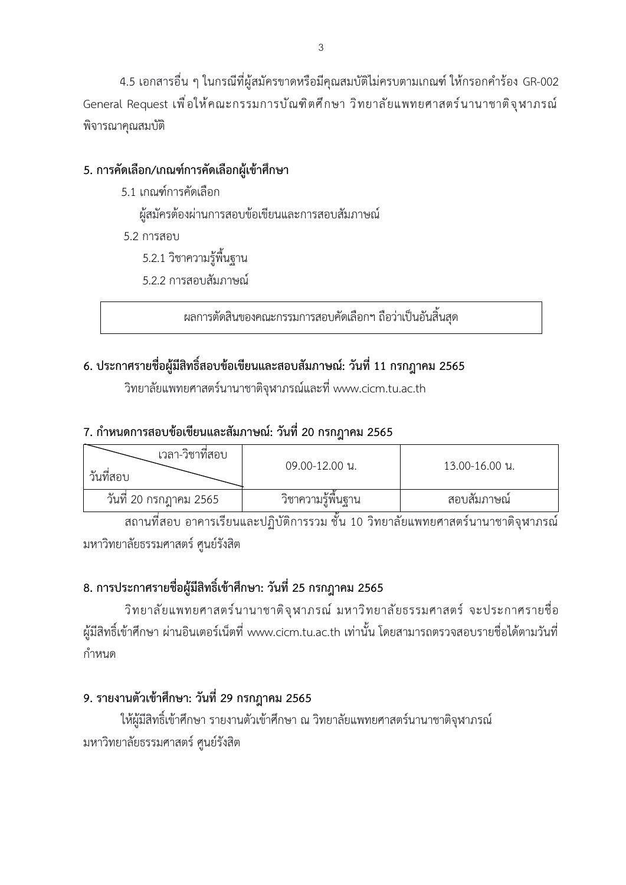4.5 เอกสารอื่น ๆ ในกรณีที่ผู้สมัครขาดหรือมีคุณสมบัติไม่ครบตามเกณฑ์ ให้กรอกคำร้อง GR-002 General Request เพื่อให้คณะกรรมการบัณฑิตศึกษา วิทยาลัยแพทยศาสตร์นานาชาติจุฬาภรณ์ พิจารณาคุณสมบัติ

**5. การคัดเลือก/เกณฑ์การคัดเลือกผู้เข้าศึกษา**

5.1 เกณฑ์การคัดเลือก

ผู้สมัครต้องผ่านการสอบข้อเขียนและการสอบสัมภาษณ์

5.2 การสอบ

5.2.1 วิชาความรู้พื้นฐาน

5.2.2 การสอบสัมภาษณ์

| ผลการตัดสินของคณะกรรมการสอบคัดเลือกฯ ถือว่าเป็นอันสิ้นสุด |
|---|

**6. ประกาศรายชื่อผู้มีสิทธิ์สอบข้อเขียนและสอบสัมภาษณ์: วันที่ 11 กรกฎาคม 2565**

วิทยาลัยแพทยศาสตร์นานาชาติจุฬาภรณ์และที่ www.cicm.tu.ac.th

**7. กำหนดการสอบข้อเขียนและสัมภาษณ์: วันที่ 20 กรกฎาคม 2565**

| เวลา-วิชาที่สอบ / วันที่สอบ | 09.00-12.00 น. | 13.00-16.00 น. |
|---|---|---|
| วันที่ 20 กรกฎาคม 2565 | วิชาความรู้พื้นฐาน | สอบสัมภาษณ์ |

สถานที่สอบ อาคารเรียนและปฏิบัติการรวม ชั้น 10 วิทยาลัยแพทยศาสตร์นานาชาติจุฬาภรณ์ มหาวิทยาลัยธรรมศาสตร์ ศูนย์รังสิต

**8. การประกาศรายชื่อผู้มีสิทธิ์เข้าศึกษา: วันที่ 25 กรกฎาคม 2565**

วิทยาลัยแพทยศาสตร์นานาชาติจุฬาภรณ์ มหาวิทยาลัยธรรมศาสตร์ จะประกาศรายชื่อผู้มีสิทธิ์เข้าศึกษา ผ่านอินเตอร์เน็ตที่ www.cicm.tu.ac.th เท่านั้น โดยสามารถตรวจสอบรายชื่อได้ตามวันที่กำหนด

**9. รายงานตัวเข้าศึกษา: วันที่ 29 กรกฎาคม 2565**

ให้ผู้มีสิทธิ์เข้าศึกษา รายงานตัวเข้าศึกษา ณ วิทยาลัยแพทยศาสตร์นานาชาติจุฬาภรณ์ มหาวิทยาลัยธรรมศาสตร์ ศูนย์รังสิต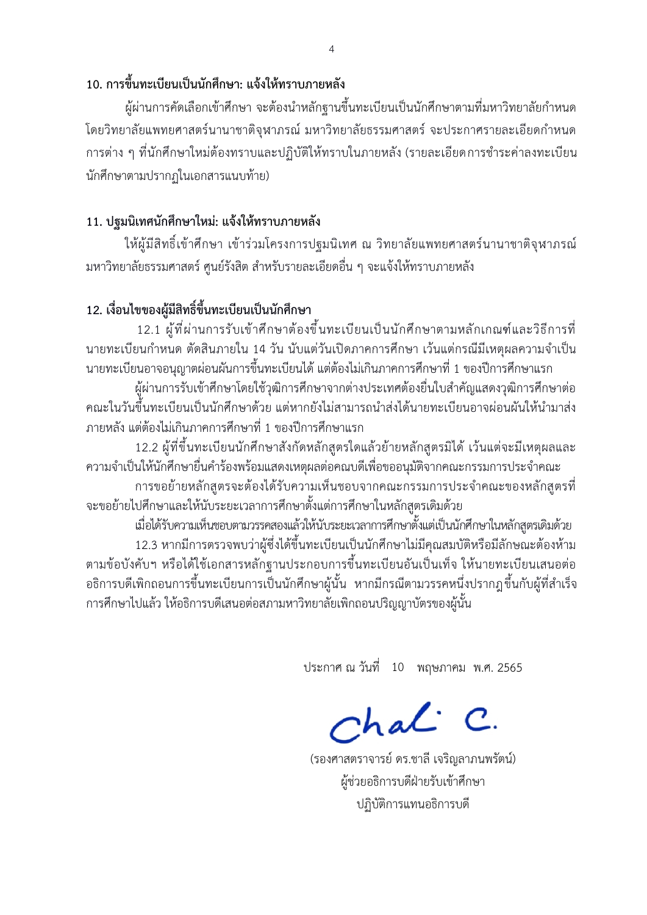## 10. การขึ้นทะเบียนเป็นนักศึกษา: แจ้งให้ทราบภายหลัง

ผู้ผ่านการคัดเลือกเข้าศึกษา จะต้องนำหลักฐานขึ้นทะเบียนเป็นนักศึกษาตามที่มหาวิทยาลัยกำหนด โดยวิทยาลัยแพทยศาสตร์นานาชาติจุฬาภรณ์ มหาวิทยาลัยธรรมศาสตร์ จะประกาศรายละเอียดกำหนดการต่าง ๆ ที่นักศึกษาใหม่ต้องทราบและปฏิบัติให้ทราบในภายหลัง (รายละเอียดการชำระค่าลงทะเบียนนักศึกษาตามปรากฏในเอกสารแนบท้าย)

## 11. ปฐมนิเทศนักศึกษาใหม่: แจ้งให้ทราบภายหลัง

ให้ผู้มีสิทธิ์เข้าศึกษา เข้าร่วมโครงการปฐมนิเทศ ณ วิทยาลัยแพทยศาสตร์นานาชาติจุฬาภรณ์ มหาวิทยาลัยธรรมศาสตร์ ศูนย์รังสิต สำหรับรายละเอียดอื่น ๆ จะแจ้งให้ทราบภายหลัง

## 12. เงื่อนไขของผู้มีสิทธิ์ขึ้นทะเบียนเป็นนักศึกษา

12.1 ผู้ที่ผ่านการรับเข้าศึกษาต้องขึ้นทะเบียนเป็นนักศึกษาตามหลักเกณฑ์และวิธีการที่นายทะเบียนกำหนด ตัดสินภายใน 14 วัน นับแต่วันเปิดภาคการศึกษา เว้นแต่กรณีมีเหตุผลความจำเป็น นายทะเบียนอาจอนุญาตผ่อนผันการขึ้นทะเบียนได้ แต่ต้องไม่เกินภาคการศึกษาที่ 1 ของปีการศึกษาแรก

ผู้ผ่านการรับเข้าศึกษาโดยใช้วุฒิการศึกษาจากต่างประเทศต้องยื่นใบสำคัญแสดงวุฒิการศึกษาต่อคณะในวันขึ้นทะเบียนเป็นนักศึกษาด้วย แต่หากยังไม่สามารถนำส่งได้นายทะเบียนอาจผ่อนผันให้นำมาส่งภายหลัง แต่ต้องไม่เกินภาคการศึกษาที่ 1 ของปีการศึกษาแรก

12.2 ผู้ที่ขึ้นทะเบียนนักศึกษาสังกัดหลักสูตรใดแล้วย้ายหลักสูตรมิได้ เว้นแต่จะมีเหตุผลและความจำเป็นให้นักศึกษายื่นคำร้องพร้อมแสดงเหตุผลต่อคณบดีเพื่อขออนุมัติจากคณะกรรมการประจำคณะ

การขอย้ายหลักสูตรจะต้องได้รับความเห็นชอบจากคณะกรรมการประจำคณะของหลักสูตรที่จะขอย้ายไปศึกษาและให้นับระยะเวลาการศึกษาตั้งแต่การศึกษาในหลักสูตรเดิมด้วย

เมื่อได้รับความเห็นชอบตามวรรคสองแล้วให้นับระยะเวลาการศึกษาตั้งแต่เป็นนักศึกษาในหลักสูตรเดิมด้วย

12.3 หากมีการตรวจพบว่าผู้ซึ่งได้ขึ้นทะเบียนเป็นนักศึกษาไม่มีคุณสมบัติหรือมีลักษณะต้องห้ามตามข้อบังคับฯ หรือได้ใช้เอกสารหลักฐานประกอบการขึ้นทะเบียนอันเป็นเท็จ ให้นายทะเบียนเสนอต่ออธิการบดีเพิกถอนการขึ้นทะเบียนการเป็นนักศึกษาผู้นั้น หากมีกรณีตามวรรคหนึ่งปรากฏขึ้นกับผู้ที่สำเร็จการศึกษาไปแล้ว ให้อธิการบดีเสนอต่อสภามหาวิทยาลัยเพิกถอนปริญญาบัตรของผู้นั้น

ประกาศ ณ วันที่ 10 พฤษภาคม พ.ศ. 2565

Chal C.

(รองศาสตราจารย์ ดร.ชาลี เจริญลาภนพรัตน์)
ผู้ช่วยอธิการบดีฝ่ายรับเข้าศึกษา
ปฏิบัติการแทนอธิการบดี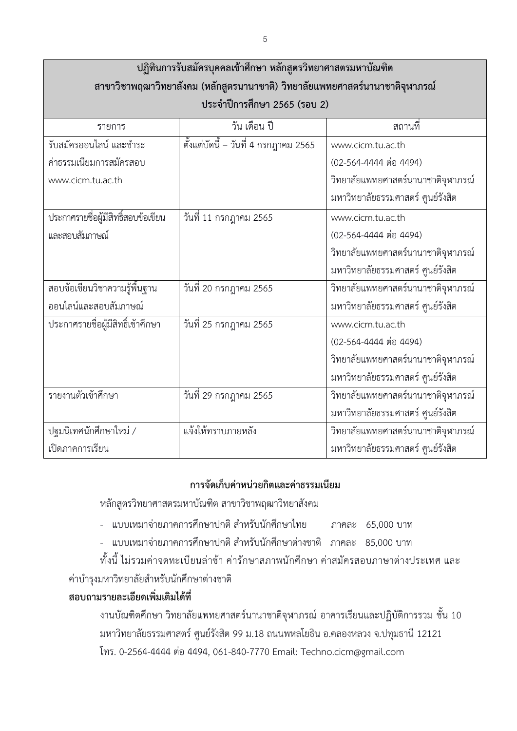| ปฏิทินการรับสมัครบุคคลเข้าศึกษา หลักสูตรวิทยาศาสตรมหาบัณฑิต สาขาวิชาพฤฒาวิทยาสังคม (หลักสูตรนานาชาติ) วิทยาลัยแพทยศาสตร์นานาชาติจุฬาภรณ์ ประจำปีการศึกษา 2565 (รอบ 2) | | |
|---|---|---|
| รายการ | วัน เดือน ปี | สถานที่ |
| รับสมัครออนไลน์ และชำระค่าธรรมเนียมการสมัครสอบ www.cicm.tu.ac.th | ตั้งแต่บัดนี้ – วันที่ 4 กรกฎาคม 2565 | www.cicm.tu.ac.th (02-564-4444 ต่อ 4494) วิทยาลัยแพทยศาสตร์นานาชาติจุฬาภรณ์ มหาวิทยาลัยธรรมศาสตร์ ศูนย์รังสิต |
| ประกาศรายชื่อผู้มีสิทธิ์สอบข้อเขียนและสอบสัมภาษณ์ | วันที่ 11 กรกฎาคม 2565 | www.cicm.tu.ac.th (02-564-4444 ต่อ 4494) วิทยาลัยแพทยศาสตร์นานาชาติจุฬาภรณ์ มหาวิทยาลัยธรรมศาสตร์ ศูนย์รังสิต |
| สอบข้อเขียนวิชาความรู้พื้นฐานออนไลน์และสอบสัมภาษณ์ | วันที่ 20 กรกฎาคม 2565 | วิทยาลัยแพทยศาสตร์นานาชาติจุฬาภรณ์ มหาวิทยาลัยธรรมศาสตร์ ศูนย์รังสิต |
| ประกาศรายชื่อผู้มีสิทธิ์เข้าศึกษา | วันที่ 25 กรกฎาคม 2565 | www.cicm.tu.ac.th (02-564-4444 ต่อ 4494) วิทยาลัยแพทยศาสตร์นานาชาติจุฬาภรณ์ มหาวิทยาลัยธรรมศาสตร์ ศูนย์รังสิต |
| รายงานตัวเข้าศึกษา | วันที่ 29 กรกฎาคม 2565 | วิทยาลัยแพทยศาสตร์นานาชาติจุฬาภรณ์ มหาวิทยาลัยธรรมศาสตร์ ศูนย์รังสิต |
| ปฐมนิเทศนักศึกษาใหม่ / เปิดภาคการเรียน | แจ้งให้ทราบภายหลัง | วิทยาลัยแพทยศาสตร์นานาชาติจุฬาภรณ์ มหาวิทยาลัยธรรมศาสตร์ ศูนย์รังสิต |

## การจัดเก็บค่าหน่วยกิตและค่าธรรมเนียม

หลักสูตรวิทยาศาสตรมหาบัณฑิต สาขาวิชาพฤฒาวิทยาสังคม

- แบบเหมาจ่ายภาคการศึกษาปกติ สำหรับนักศึกษาไทย ภาคละ 65,000 บาท
- แบบเหมาจ่ายภาคการศึกษาปกติ สำหรับนักศึกษาต่างชาติ ภาคละ 85,000 บาท

ทั้งนี้ ไม่รวมค่าจดทะเบียนล่าช้า ค่ารักษาสภาพนักศึกษา ค่าสมัครสอบภาษาต่างประเทศ และค่าบำรุงมหาวิทยาลัยสำหรับนักศึกษาต่างชาติ

**สอบถามรายละเอียดเพิ่มเติมได้ที่**

งานบัณฑิตศึกษา วิทยาลัยแพทยศาสตร์นานาชาติจุฬาภรณ์ อาคารเรียนและปฏิบัติการรวม ชั้น 10
มหาวิทยาลัยธรรมศาสตร์ ศูนย์รังสิต 99 ม.18 ถนนพหลโยธิน อ.คลองหลวง จ.ปทุมธานี 12121
โทร. 0-2564-4444 ต่อ 4494, 061-840-7770 Email: Techno.cicm@gmail.com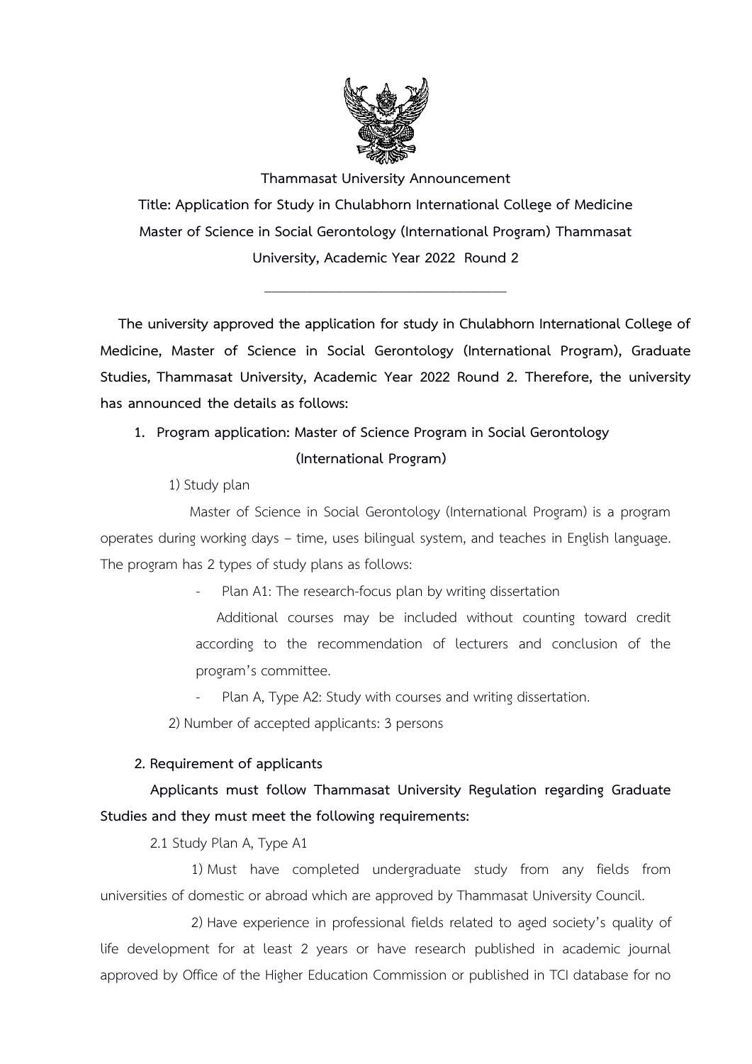**Thammasat University Announcement**

**Title: Application for Study in Chulabhorn International College of Medicine Master of Science in Social Gerontology (International Program) Thammasat University, Academic Year 2022 Round 2**

---

**The university approved the application for study in Chulabhorn International College of Medicine, Master of Science in Social Gerontology (International Program), Graduate Studies, Thammasat University, Academic Year 2022 Round 2. Therefore, the university has announced the details as follows:**

1. **Program application: Master of Science Program in Social Gerontology (International Program)**

   1) Study plan

   Master of Science in Social Gerontology (International Program) is a program operates during working days – time, uses bilingual system, and teaches in English language. The program has 2 types of study plans as follows:

   - Plan A1: The research-focus plan by writing dissertation

     Additional courses may be included without counting toward credit according to the recommendation of lecturers and conclusion of the program's committee.

   - Plan A, Type A2: Study with courses and writing dissertation.

   2) Number of accepted applicants: 3 persons

**2. Requirement of applicants**

**Applicants must follow Thammasat University Regulation regarding Graduate Studies and they must meet the following requirements:**

2.1 Study Plan A, Type A1

1) Must have completed undergraduate study from any fields from universities of domestic or abroad which are approved by Thammasat University Council.

2) Have experience in professional fields related to aged society's quality of life development for at least 2 years or have research published in academic journal approved by Office of the Higher Education Commission or published in TCI database for no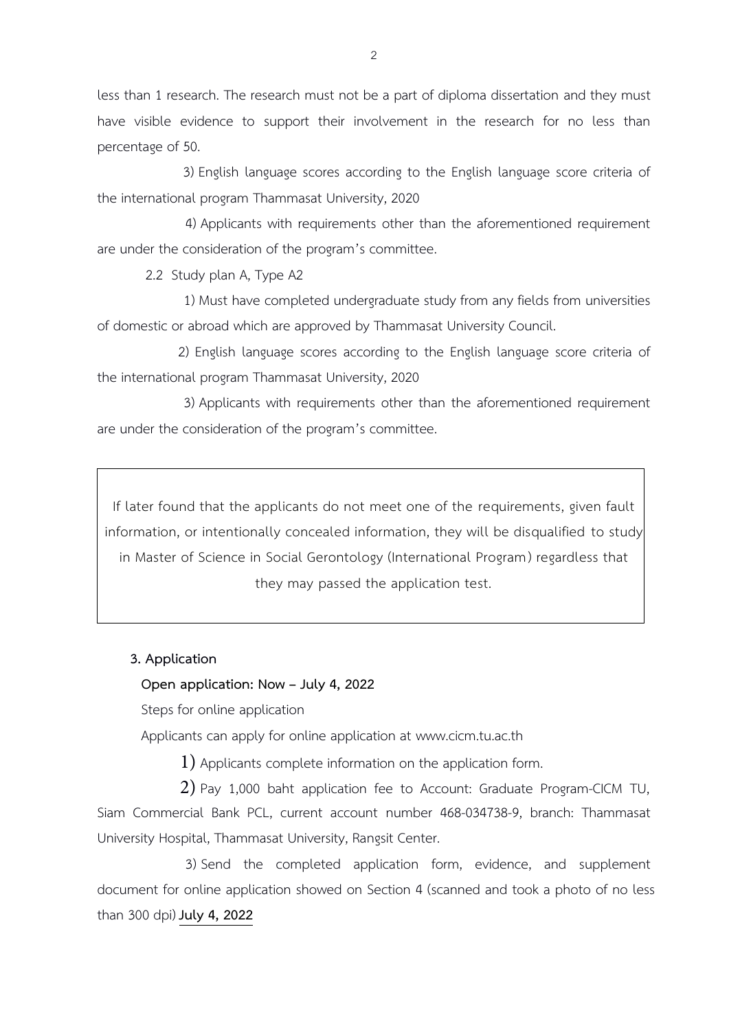less than 1 research. The research must not be a part of diploma dissertation and they must have visible evidence to support their involvement in the research for no less than percentage of 50.

3) English language scores according to the English language score criteria of the international program Thammasat University, 2020

4) Applicants with requirements other than the aforementioned requirement are under the consideration of the program's committee.

2.2 Study plan A, Type A2

1) Must have completed undergraduate study from any fields from universities of domestic or abroad which are approved by Thammasat University Council.

2) English language scores according to the English language score criteria of the international program Thammasat University, 2020

3) Applicants with requirements other than the aforementioned requirement are under the consideration of the program's committee.

> If later found that the applicants do not meet one of the requirements, given fault information, or intentionally concealed information, they will be disqualified to study in Master of Science in Social Gerontology (International Program) regardless that they may passed the application test.

**3. Application**

**Open application: Now – July 4, 2022**

Steps for online application

Applicants can apply for online application at www.cicm.tu.ac.th

1) Applicants complete information on the application form.

2) Pay 1,000 baht application fee to Account: Graduate Program-CICM TU, Siam Commercial Bank PCL, current account number 468-034738-9, branch: Thammasat University Hospital, Thammasat University, Rangsit Center.

3) Send the completed application form, evidence, and supplement document for online application showed on Section 4 (scanned and took a photo of no less than 300 dpi) **July 4, 2022**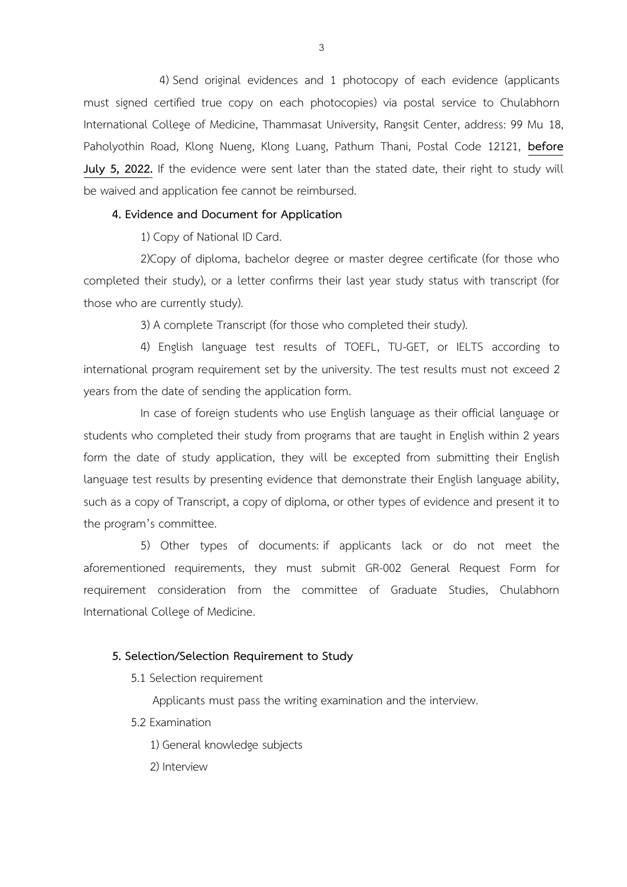4) Send original evidences and 1 photocopy of each evidence (applicants must signed certified true copy on each photocopies) via postal service to Chulabhorn International College of Medicine, Thammasat University, Rangsit Center, address: 99 Mu 18, Paholyothin Road, Klong Nueng, Klong Luang, Pathum Thani, Postal Code 12121, **before July 5, 2022.** If the evidence were sent later than the stated date, their right to study will be waived and application fee cannot be reimbursed.

**4. Evidence and Document for Application**

1) Copy of National ID Card.

2)Copy of diploma, bachelor degree or master degree certificate (for those who completed their study), or a letter confirms their last year study status with transcript (for those who are currently study).

3) A complete Transcript (for those who completed their study).

4) English language test results of TOEFL, TU-GET, or IELTS according to international program requirement set by the university. The test results must not exceed 2 years from the date of sending the application form.

In case of foreign students who use English language as their official language or students who completed their study from programs that are taught in English within 2 years form the date of study application, they will be excepted from submitting their English language test results by presenting evidence that demonstrate their English language ability, such as a copy of Transcript, a copy of diploma, or other types of evidence and present it to the program's committee.

5) Other types of documents: if applicants lack or do not meet the aforementioned requirements, they must submit GR-002 General Request Form for requirement consideration from the committee of Graduate Studies, Chulabhorn International College of Medicine.

**5. Selection/Selection Requirement to Study**

5.1 Selection requirement

Applicants must pass the writing examination and the interview.

5.2 Examination

1) General knowledge subjects

2) Interview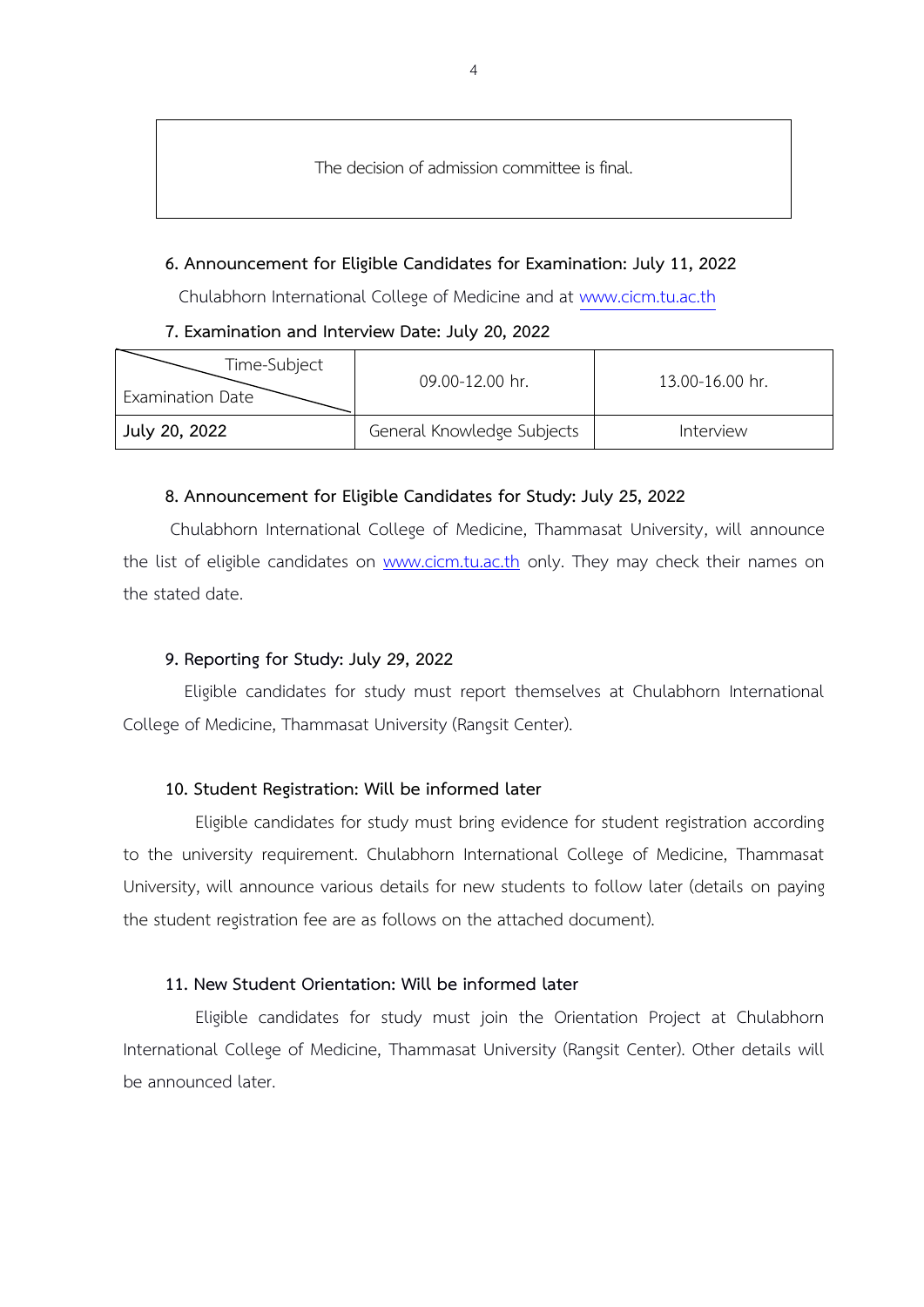The decision of admission committee is final.

**6. Announcement for Eligible Candidates for Examination: July 11, 2022**

Chulabhorn International College of Medicine and at www.cicm.tu.ac.th

**7. Examination and Interview Date: July 20, 2022**

| Time-Subject / Examination Date | 09.00-12.00 hr. | 13.00-16.00 hr. |
|---|---|---|
| July 20, 2022 | General Knowledge Subjects | Interview |

**8. Announcement for Eligible Candidates for Study: July 25, 2022**

Chulabhorn International College of Medicine, Thammasat University, will announce the list of eligible candidates on www.cicm.tu.ac.th only. They may check their names on the stated date.

**9. Reporting for Study: July 29, 2022**

Eligible candidates for study must report themselves at Chulabhorn International College of Medicine, Thammasat University (Rangsit Center).

**10. Student Registration: Will be informed later**

Eligible candidates for study must bring evidence for student registration according to the university requirement. Chulabhorn International College of Medicine, Thammasat University, will announce various details for new students to follow later (details on paying the student registration fee are as follows on the attached document).

**11. New Student Orientation: Will be informed later**

Eligible candidates for study must join the Orientation Project at Chulabhorn International College of Medicine, Thammasat University (Rangsit Center). Other details will be announced later.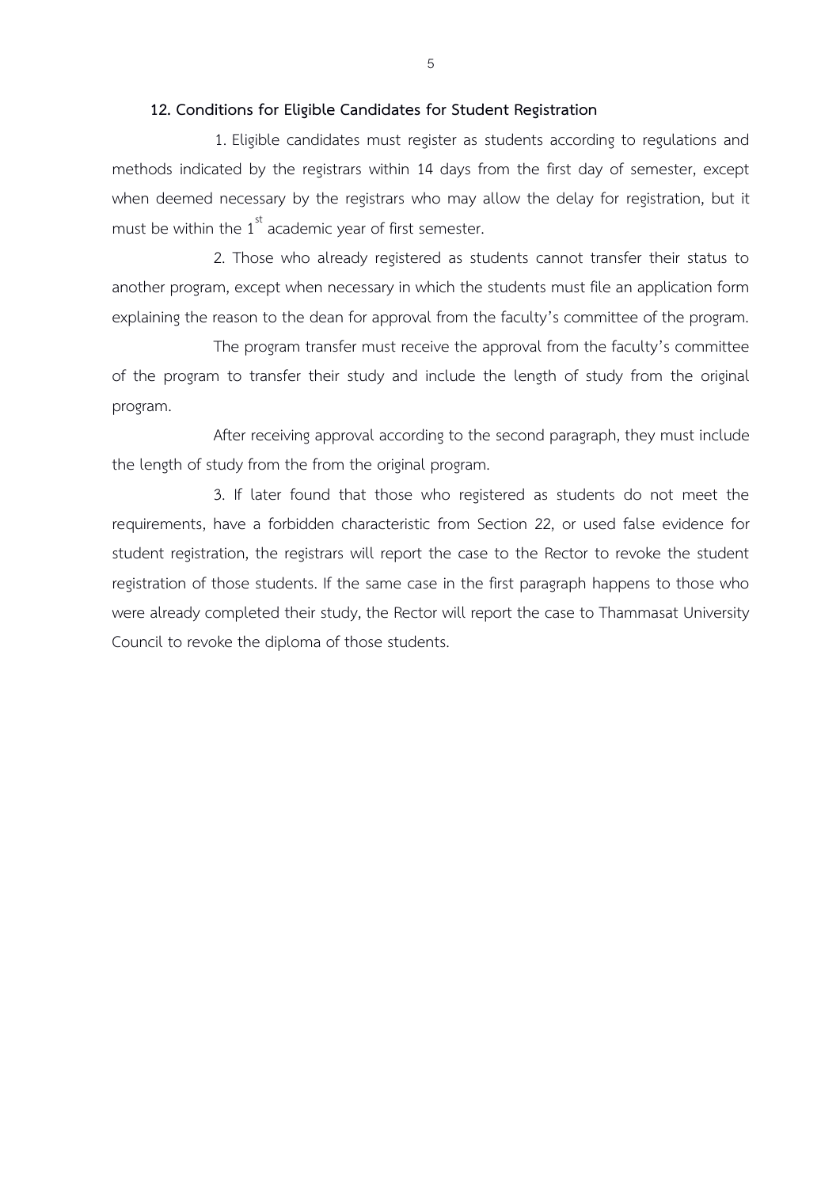## 12. Conditions for Eligible Candidates for Student Registration

1. Eligible candidates must register as students according to regulations and methods indicated by the registrars within 14 days from the first day of semester, except when deemed necessary by the registrars who may allow the delay for registration, but it must be within the 1st academic year of first semester.

2. Those who already registered as students cannot transfer their status to another program, except when necessary in which the students must file an application form explaining the reason to the dean for approval from the faculty's committee of the program.

The program transfer must receive the approval from the faculty's committee of the program to transfer their study and include the length of study from the original program.

After receiving approval according to the second paragraph, they must include the length of study from the from the original program.

3. If later found that those who registered as students do not meet the requirements, have a forbidden characteristic from Section 22, or used false evidence for student registration, the registrars will report the case to the Rector to revoke the student registration of those students. If the same case in the first paragraph happens to those who were already completed their study, the Rector will report the case to Thammasat University Council to revoke the diploma of those students.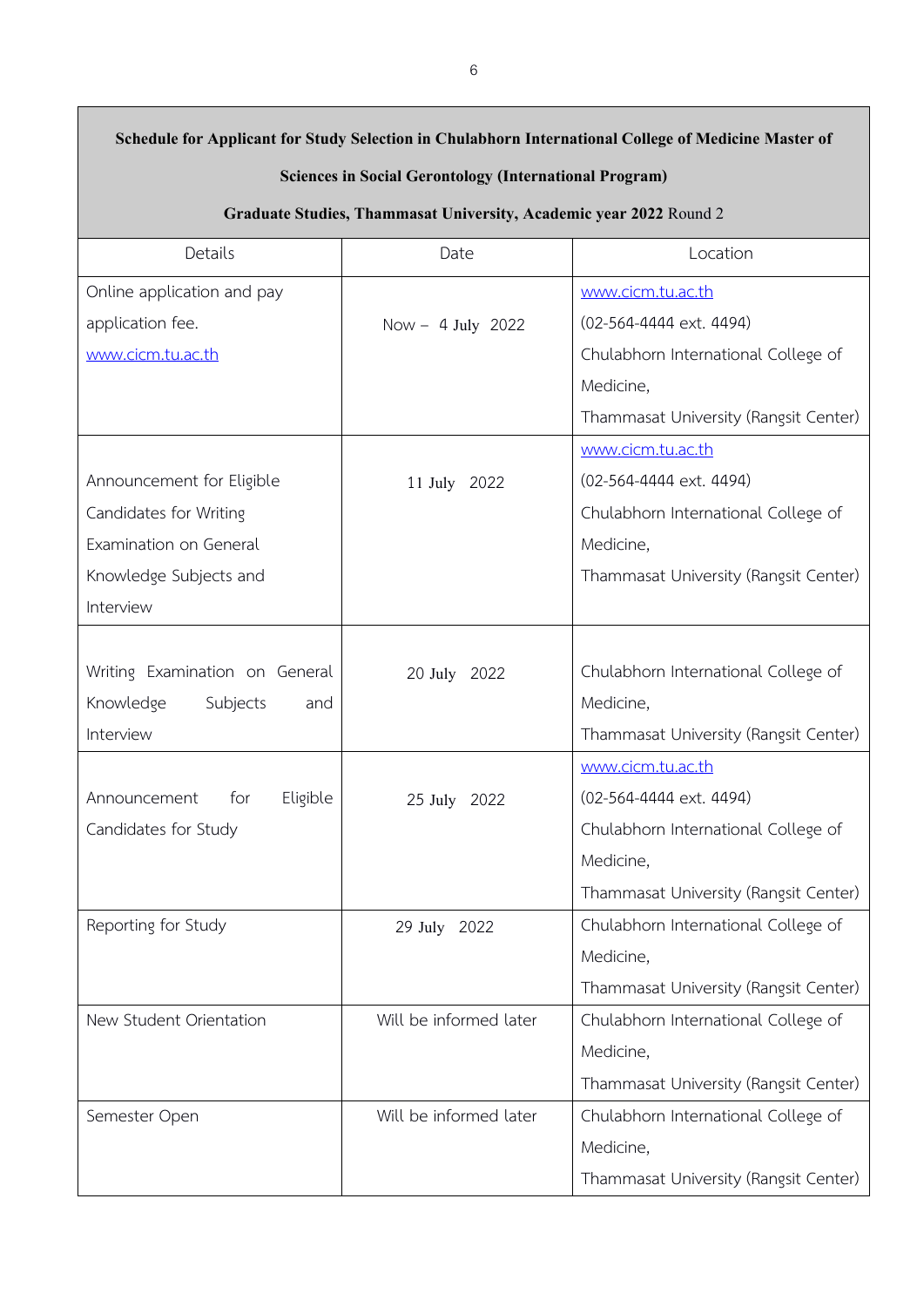| **Schedule for Applicant for Study Selection in Chulabhorn International College of Medicine Master of Sciences in Social Gerontology (International Program) Graduate Studies, Thammasat University, Academic year 2022** Round 2 | | |
|---|---|---|
| Details | Date | Location |
| Online application and pay application fee. www.cicm.tu.ac.th | Now – 4 July 2022 | www.cicm.tu.ac.th (02-564-4444 ext. 4494) Chulabhorn International College of Medicine, Thammasat University (Rangsit Center) |
| Announcement for Eligible Candidates for Writing Examination on General Knowledge Subjects and Interview | 11 July 2022 | www.cicm.tu.ac.th (02-564-4444 ext. 4494) Chulabhorn International College of Medicine, Thammasat University (Rangsit Center) |
| Writing Examination on General Knowledge Subjects and Interview | 20 July 2022 | Chulabhorn International College of Medicine, Thammasat University (Rangsit Center) |
| Announcement for Eligible Candidates for Study | 25 July 2022 | www.cicm.tu.ac.th (02-564-4444 ext. 4494) Chulabhorn International College of Medicine, Thammasat University (Rangsit Center) |
| Reporting for Study | 29 July 2022 | Chulabhorn International College of Medicine, Thammasat University (Rangsit Center) |
| New Student Orientation | Will be informed later | Chulabhorn International College of Medicine, Thammasat University (Rangsit Center) |
| Semester Open | Will be informed later | Chulabhorn International College of Medicine, Thammasat University (Rangsit Center) |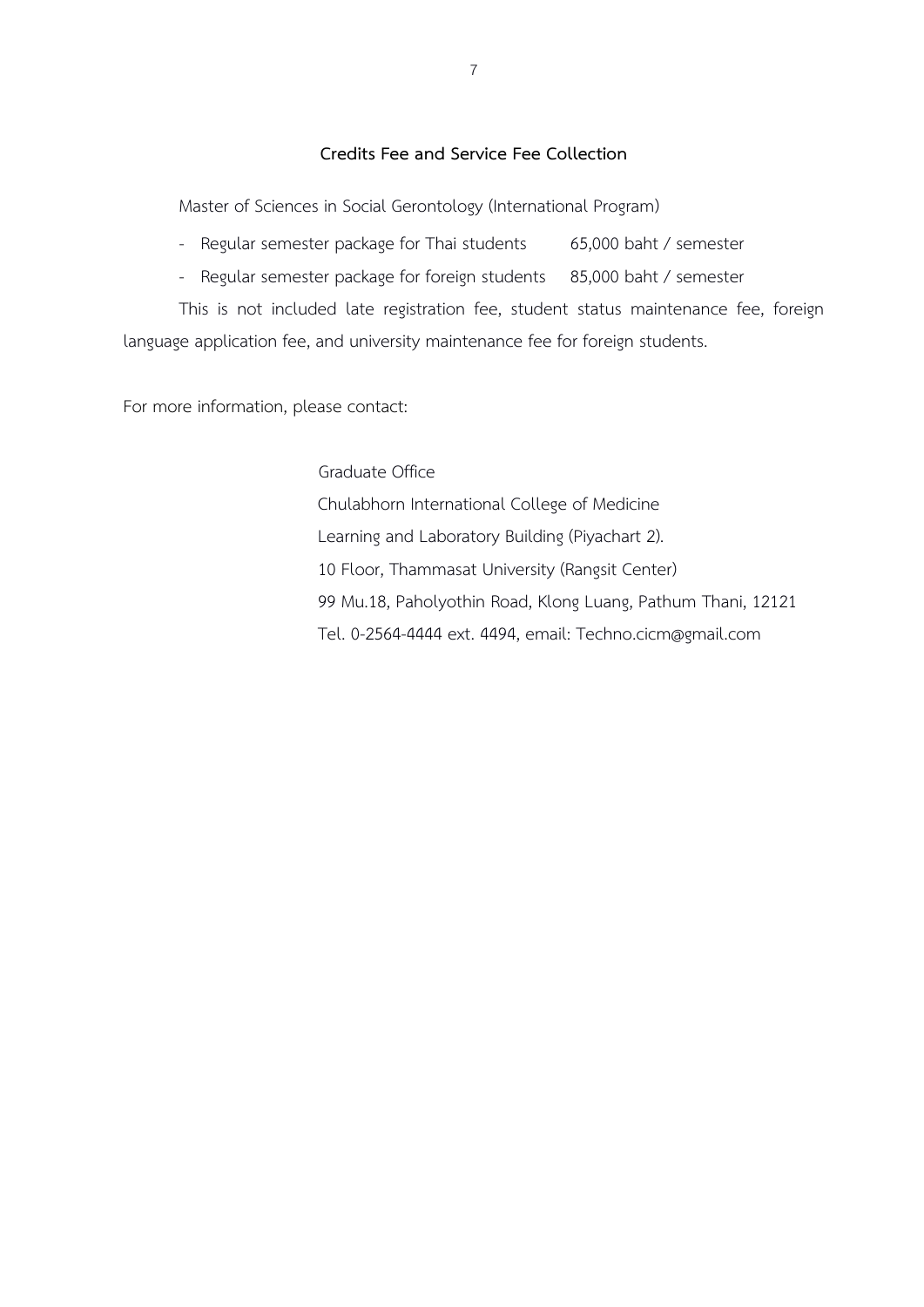## Credits Fee and Service Fee Collection

Master of Sciences in Social Gerontology (International Program)

- Regular semester package for Thai students 65,000 baht / semester
- Regular semester package for foreign students 85,000 baht / semester

This is not included late registration fee, student status maintenance fee, foreign language application fee, and university maintenance fee for foreign students.

For more information, please contact:

Graduate Office
Chulabhorn International College of Medicine
Learning and Laboratory Building (Piyachart 2).
10 Floor, Thammasat University (Rangsit Center)
99 Mu.18, Paholyothin Road, Klong Luang, Pathum Thani, 12121
Tel. 0-2564-4444 ext. 4494, email: Techno.cicm@gmail.com